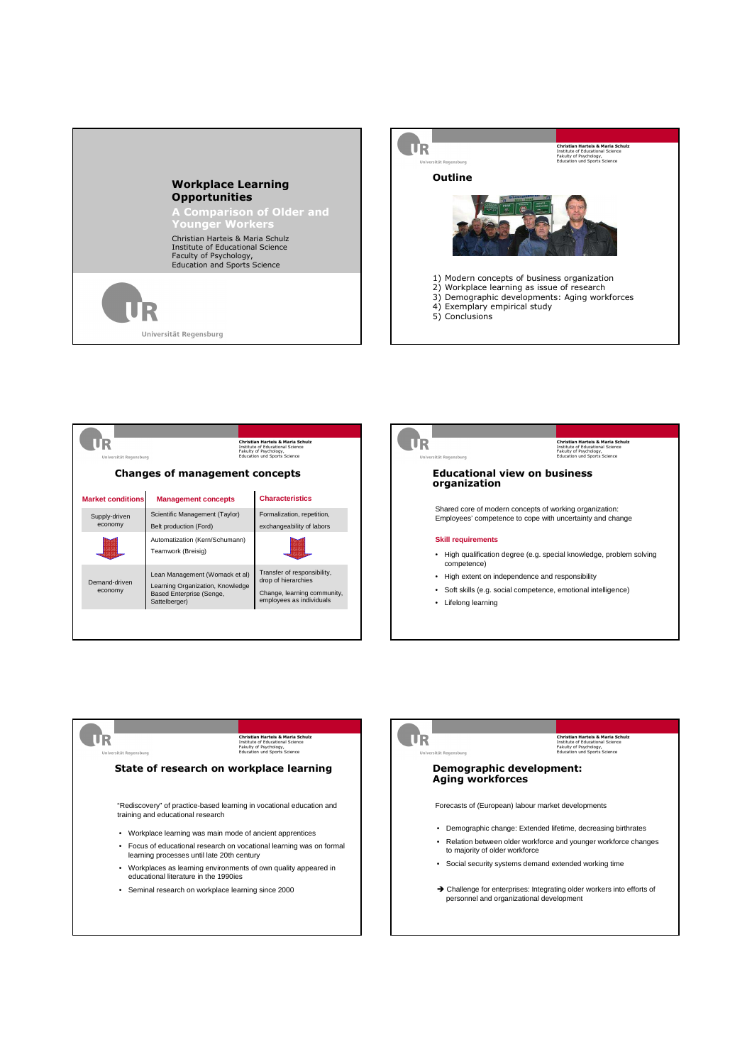# Workplace Learning Opportunities

## A Comparison of Older and Younger Workers

Christian Harteis & Maria Schulz
Institute of Educational Science
Faculty of Psychology,
Education and Sports Science

Universität Regensburg

---

## Outline

1) Modern concepts of business organization
2) Workplace learning as issue of research
3) Demographic developments: Aging workforces
4) Exemplary empirical study
5) Conclusions

---

## Changes of management concepts

| Market conditions | Management concepts | Characteristics |
|---|---|---|
| Supply-driven economy | Scientific Management (Taylor)<br>Belt production (Ford) | Formalization, repetition, exchangeability of labors |
| | Automatization (Kern/Schumann)<br>Teamwork (Breisig) | |
| Demand-driven economy | Lean Management (Womack et al)<br>Learning Organization, Knowledge Based Enterprise (Senge, Sattelberger) | Transfer of responsibility, drop of hierarchies<br>Change, learning community, employees as individuals |

---

## Educational view on business organization

Shared core of modern concepts of working organization:
Employees' competence to cope with uncertainty and change

**Skill requirements**

- High qualification degree (e.g. special knowledge, problem solving competence)
- High extent on independence and responsibility
- Soft skills (e.g. social competence, emotional intelligence)
- Lifelong learning

---

## State of research on workplace learning

"Rediscovery" of practice-based learning in vocational education and training and educational research

- Workplace learning was main mode of ancient apprentices
- Focus of educational research on vocational learning was on formal learning processes until late 20th century
- Workplaces as learning environments of own quality appeared in educational literature in the 1990ies
- Seminal research on workplace learning since 2000

---

## Demographic development: Aging workforces

Forecasts of (European) labour market developments

- Demographic change: Extended lifetime, decreasing birthrates
- Relation between older workforce and younger workforce changes to majority of older workforce
- Social security systems demand extended working time

➔ Challenge for enterprises: Integrating older workers into efforts of personnel and organizational development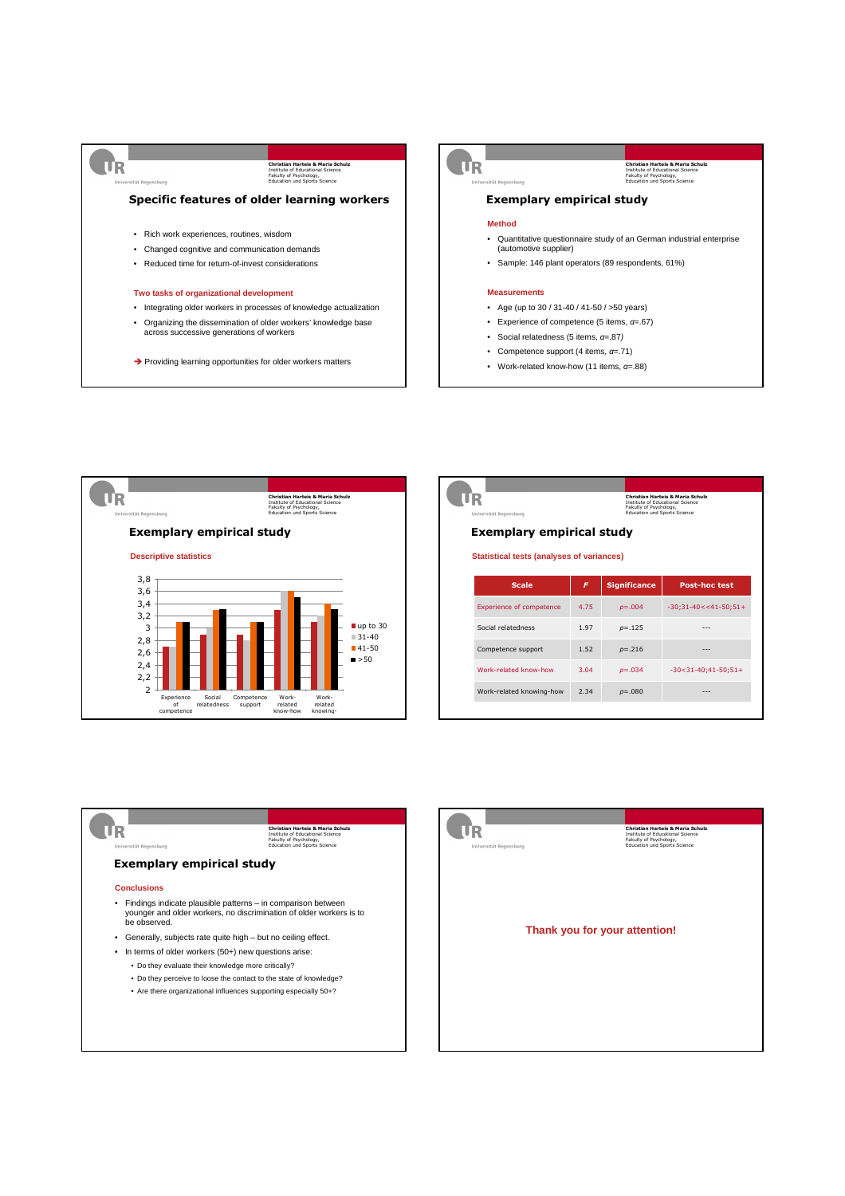## Specific features of older learning workers

- Rich work experiences, routines, wisdom
- Changed cognitive and communication demands
- Reduced time for return-of-invest considerations

**Two tasks of organizational development**

- Integrating older workers in processes of knowledge actualization
- Organizing the dissemination of older workers' knowledge base across successive generations of workers

➔ Providing learning opportunities for older workers matters

## Exemplary empirical study

**Method**

- Quantitative questionnaire study of an German industrial enterprise (automotive supplier)
- Sample: 146 plant operators (89 respondents, 61%)

**Measurements**

- Age (up to 30 / 31-40 / 41-50 / >50 years)
- Experience of competence (5 items, $\alpha$=.67)
- Social relatedness (5 items, $\alpha$=.87)
- Competence support (4 items, $\alpha$=.71)
- Work-related know-how (11 items, $\alpha$=.88)

## Exemplary empirical study

**Descriptive statistics**

3,8
3,6
3,4
3,2
3
2,8
2,6
2,4
2,2
2

Experience of competence
Social relatedness
Competence support
Work-related know-how
Work-related knowing-

up to 30
31-40
41-50
>50

## Exemplary empirical study

**Statistical tests (analyses of variances)**

| Scale | $F$ | Significance | Post-hoc test |
|---|---|---|---|
| Experience of competence | 4.75 | $p$=.004 | -30;31-40<<41-50;51+ |
| Social relatedness | 1.97 | $p$=.125 | --- |
| Competence support | 1.52 | $p$=.216 | --- |
| Work-related know-how | 3.04 | $p$=.034 | -30<31-40;41-50;51+ |
| Work-related knowing-how | 2.34 | $p$=.080 | --- |

## Exemplary empirical study

**Conclusions**

- Findings indicate plausible patterns – in comparison between younger and older workers, no discrimination of older workers is to be observed.
- Generally, subjects rate quite high – but no ceiling effect.
- In terms of older workers (50+) new questions arise:
  - Do they evaluate their knowledge more critically?
  - Do they perceive to loose the contact to the state of knowledge?
  - Are there organizational influences supporting especially 50+?

**Thank you for your attention!**